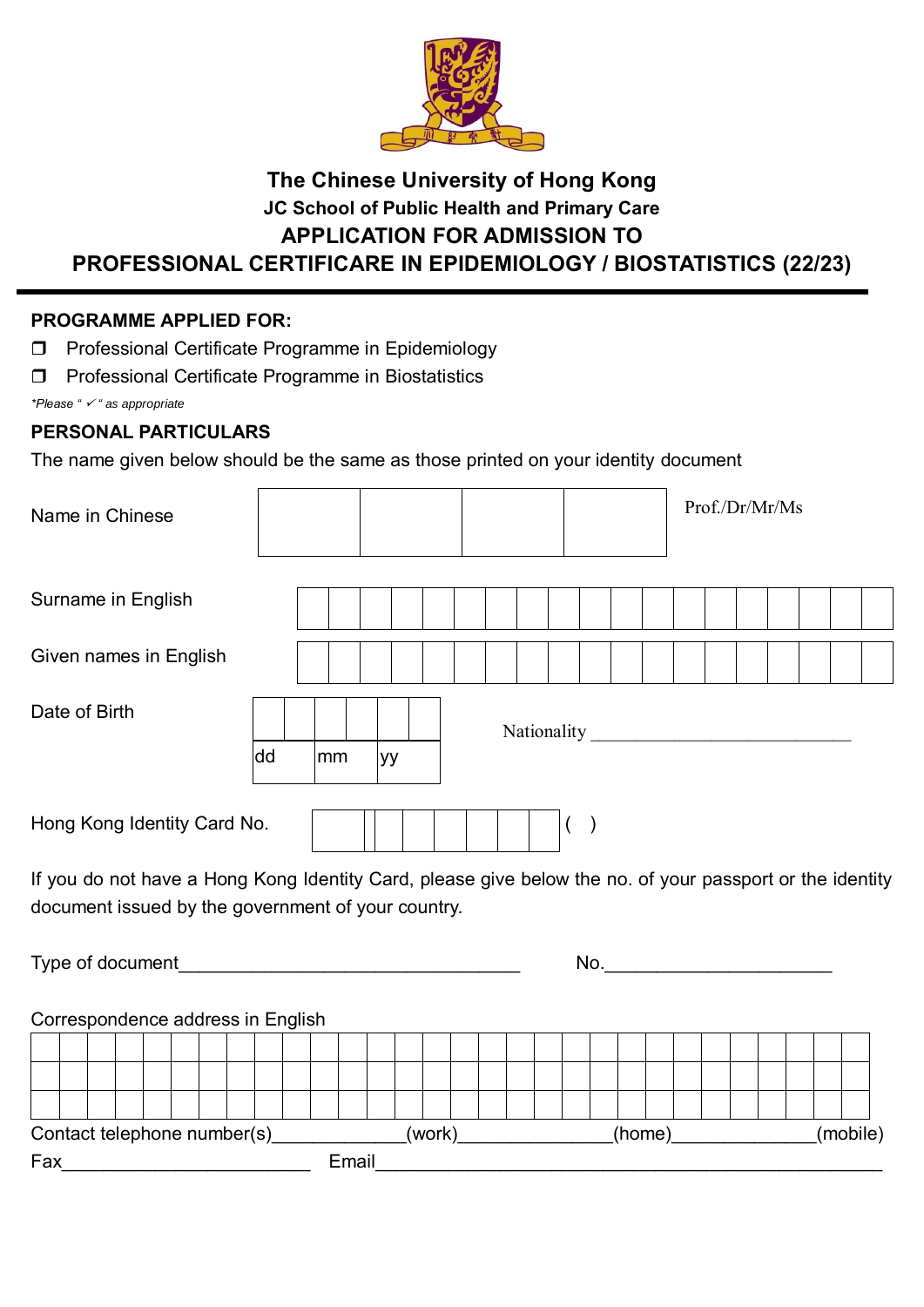# The Chinese University of Hong Kong

## JC School of Public Health and Primary Care

## APPLICATION FOR ADMISSION TO

## PROFESSIONAL CERTIFICARE IN EPIDEMIOLOGY / BIOSTATISTICS (22/23)

---

**PROGRAMME APPLIED FOR:**

❒ Professional Certificate Programme in Epidemiology

❒ Professional Certificate Programme in Biostatistics

*\*Please " ✓ " as appropriate*

**PERSONAL PARTICULARS**

The name given below should be the same as those printed on your identity document

Name in Chinese | | | | | Prof./Dr/Mr/Ms

Surname in English | | | | | | | | | | | | | | | | | | |

Given names in English | | | | | | | | | | | | | | | | | | |

Date of Birth | | | | | | | (dd / mm / yy) Nationality ______________________________

Hong Kong Identity Card No. | | | | | | | | ( )

If you do not have a Hong Kong Identity Card, please give below the no. of your passport or the identity document issued by the government of your country.

Type of document__________________________________ No.______________________

Correspondence address in English

| | | | | | | | | | | | | | | | | | | | | | | | | | | | | | |
|---|---|---|---|---|---|---|---|---|---|---|---|---|---|---|---|---|---|---|---|---|---|---|---|---|---|---|---|---|---|
| | | | | | | | | | | | | | | | | | | | | | | | | | | | | | |
| | | | | | | | | | | | | | | | | | | | | | | | | | | | | | |

Contact telephone number(s)_____________(work)_______________(home)______________(mobile)

Fax_________________________ Email_____________________________________________________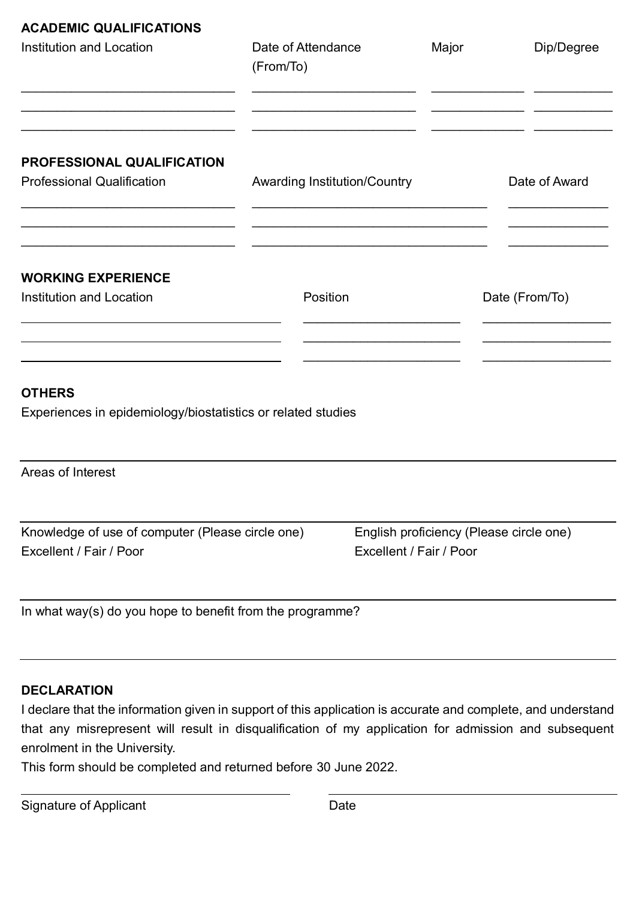## ACADEMIC QUALIFICATIONS

| Institution and Location | Date of Attendance (From/To) | Major | Dip/Degree |
|---|---|---|---|
| | | | |
| | | | |
| | | | |

## PROFESSIONAL QUALIFICATION

| Professional Qualification | Awarding Institution/Country | Date of Award |
|---|---|---|
| | | |
| | | |
| | | |

## WORKING EXPERIENCE

| Institution and Location | Position | Date (From/To) |
|---|---|---|
| | | |
| | | |
| | | |

## OTHERS

Experiences in epidemiology/biostatistics or related studies

---

Areas of Interest

---

Knowledge of use of computer (Please circle one)
Excellent / Fair / Poor

English proficiency (Please circle one)
Excellent / Fair / Poor

---

In what way(s) do you hope to benefit from the programme?

---

## DECLARATION

I declare that the information given in support of this application is accurate and complete, and understand that any misrepresent will result in disqualification of my application for admission and subsequent enrolment in the University.

This form should be completed and returned before 30 June 2022.

Signature of Applicant: ______________________

Date: ______________________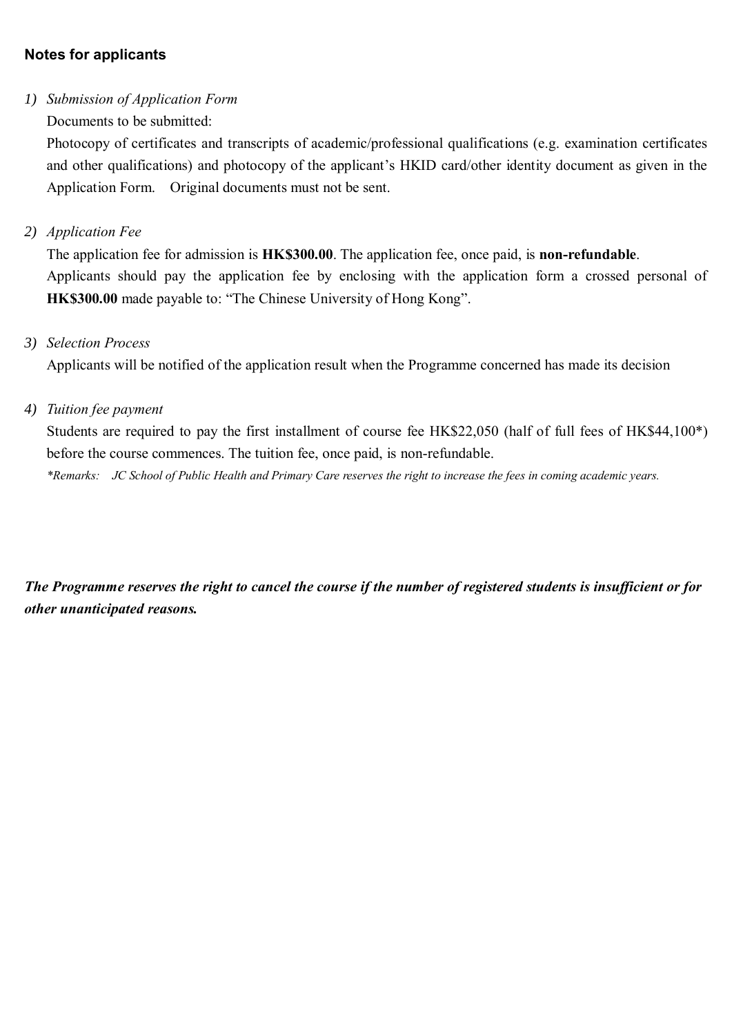**Notes for applicants**

1) *Submission of Application Form*

   Documents to be submitted:

   Photocopy of certificates and transcripts of academic/professional qualifications (e.g. examination certificates and other qualifications) and photocopy of the applicant's HKID card/other identity document as given in the Application Form. Original documents must not be sent.

2) *Application Fee*

   The application fee for admission is **HK$300.00**. The application fee, once paid, is **non-refundable**.

   Applicants should pay the application fee by enclosing with the application form a crossed personal of **HK$300.00** made payable to: "The Chinese University of Hong Kong".

3) *Selection Process*

   Applicants will be notified of the application result when the Programme concerned has made its decision

4) *Tuition fee payment*

   Students are required to pay the first installment of course fee HK$22,050 (half of full fees of HK$44,100*) before the course commences. The tuition fee, once paid, is non-refundable.

   **Remarks: JC School of Public Health and Primary Care reserves the right to increase the fees in coming academic years.*

***The Programme reserves the right to cancel the course if the number of registered students is insufficient or for other unanticipated reasons.***